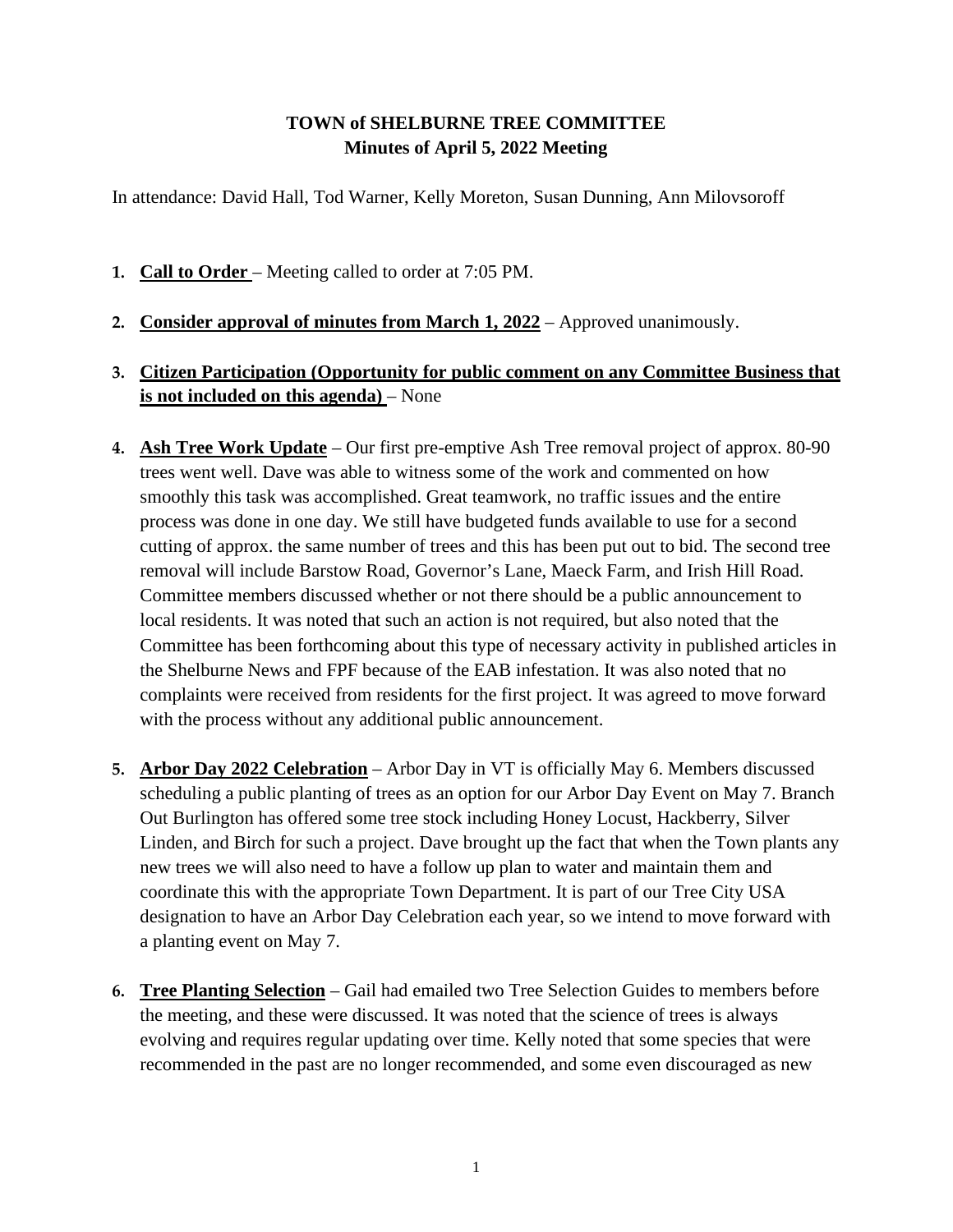# TOWN of SHELBURNE TREE COMMITTEE
## Minutes of April 5, 2022 Meeting

In attendance: David Hall, Tod Warner, Kelly Moreton, Susan Dunning, Ann Milovsoroff

1. **Call to Order** – Meeting called to order at 7:05 PM.

2. **Consider approval of minutes from March 1, 2022** – Approved unanimously.

3. **Citizen Participation (Opportunity for public comment on any Committee Business that is not included on this agenda)** – None

4. **Ash Tree Work Update** – Our first pre-emptive Ash Tree removal project of approx. 80-90 trees went well. Dave was able to witness some of the work and commented on how smoothly this task was accomplished. Great teamwork, no traffic issues and the entire process was done in one day. We still have budgeted funds available to use for a second cutting of approx. the same number of trees and this has been put out to bid. The second tree removal will include Barstow Road, Governor's Lane, Maeck Farm, and Irish Hill Road. Committee members discussed whether or not there should be a public announcement to local residents. It was noted that such an action is not required, but also noted that the Committee has been forthcoming about this type of necessary activity in published articles in the Shelburne News and FPF because of the EAB infestation. It was also noted that no complaints were received from residents for the first project. It was agreed to move forward with the process without any additional public announcement.

5. **Arbor Day 2022 Celebration** – Arbor Day in VT is officially May 6. Members discussed scheduling a public planting of trees as an option for our Arbor Day Event on May 7. Branch Out Burlington has offered some tree stock including Honey Locust, Hackberry, Silver Linden, and Birch for such a project. Dave brought up the fact that when the Town plants any new trees we will also need to have a follow up plan to water and maintain them and coordinate this with the appropriate Town Department. It is part of our Tree City USA designation to have an Arbor Day Celebration each year, so we intend to move forward with a planting event on May 7.

6. **Tree Planting Selection** – Gail had emailed two Tree Selection Guides to members before the meeting, and these were discussed. It was noted that the science of trees is always evolving and requires regular updating over time. Kelly noted that some species that were recommended in the past are no longer recommended, and some even discouraged as new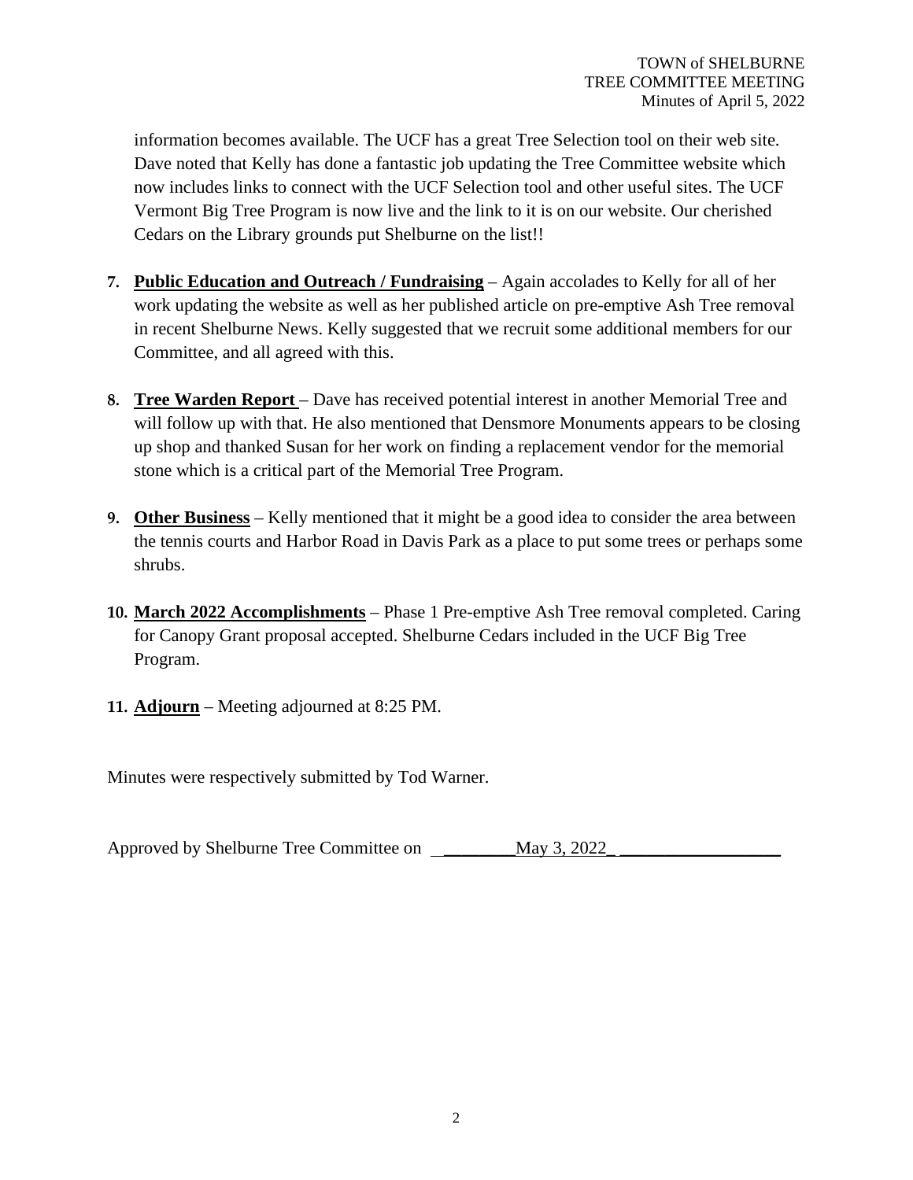information becomes available. The UCF has a great Tree Selection tool on their web site. Dave noted that Kelly has done a fantastic job updating the Tree Committee website which now includes links to connect with the UCF Selection tool and other useful sites. The UCF Vermont Big Tree Program is now live and the link to it is on our website. Our cherished Cedars on the Library grounds put Shelburne on the list!!

7. **Public Education and Outreach / Fundraising** – Again accolades to Kelly for all of her work updating the website as well as her published article on pre-emptive Ash Tree removal in recent Shelburne News. Kelly suggested that we recruit some additional members for our Committee, and all agreed with this.

8. **Tree Warden Report** – Dave has received potential interest in another Memorial Tree and will follow up with that. He also mentioned that Densmore Monuments appears to be closing up shop and thanked Susan for her work on finding a replacement vendor for the memorial stone which is a critical part of the Memorial Tree Program.

9. **Other Business** – Kelly mentioned that it might be a good idea to consider the area between the tennis courts and Harbor Road in Davis Park as a place to put some trees or perhaps some shrubs.

10. **March 2022 Accomplishments** – Phase 1 Pre-emptive Ash Tree removal completed. Caring for Canopy Grant proposal accepted. Shelburne Cedars included in the UCF Big Tree Program.

11. **Adjourn** – Meeting adjourned at 8:25 PM.

Minutes were respectively submitted by Tod Warner.

Approved by Shelburne Tree Committee on ________May 3, 2022_ __________________